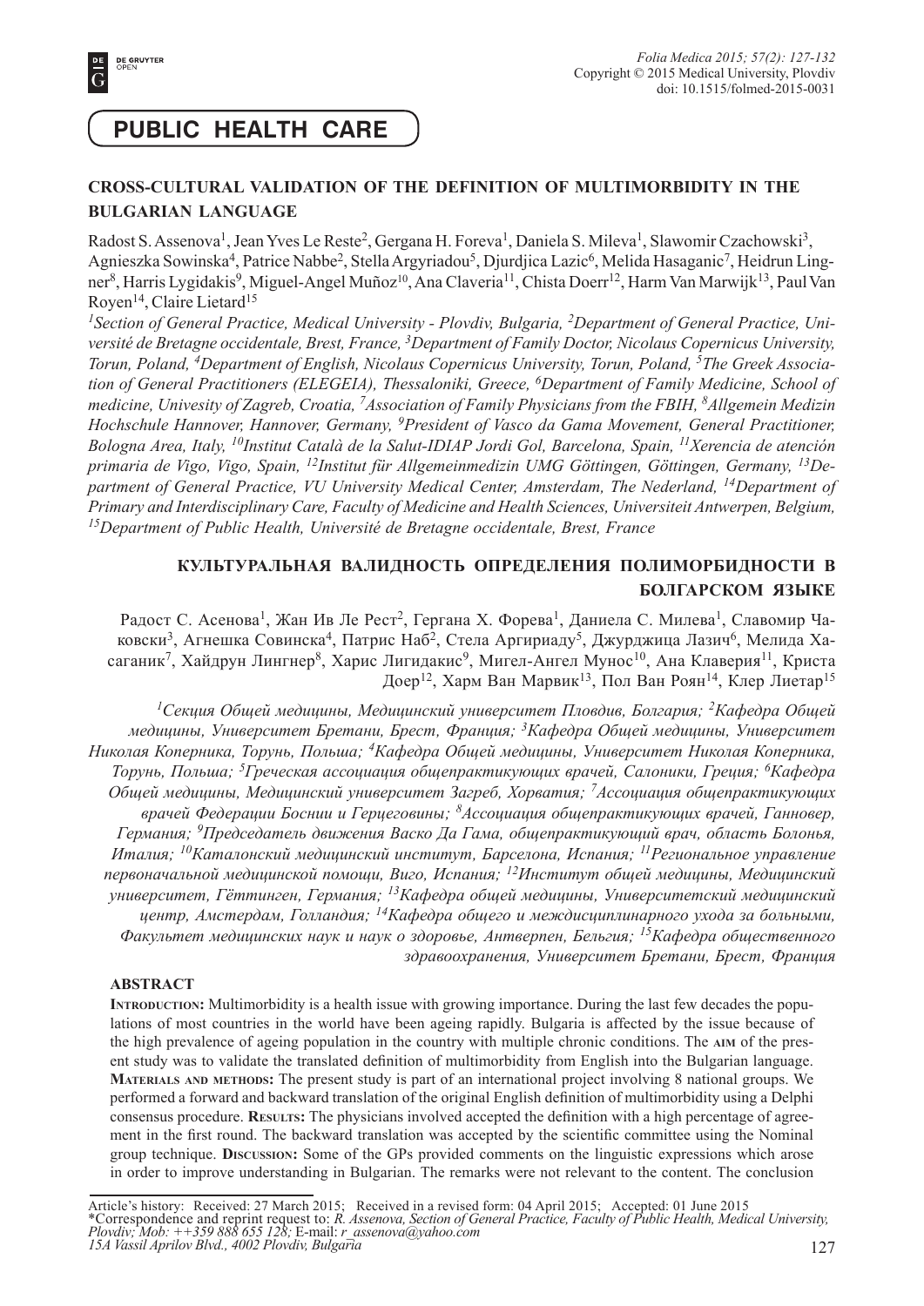# PUBLIC HEALTH CARE

## CROSS-CULTURAL VALIDATION OF THE DEFINITION OF MULTIMORBIDITY IN THE BULGARIAN LANGUAGE

Radost S. Assenova[1], Jean Yves Le Reste[2], Gergana H. Foreva[1], Daniela S. Mileva[1], Slawomir Czachowski[3], Agnieszka Sowinska[4], Patrice Nabbe[2], Stella Argyriadou[5], Djurdjica Lazic[6], Melida Hasaganic[7], Heidrun Lingner[8], Harris Lygidakis[9], Miguel-Angel Muñoz[10], Ana Claveria[11], Chista Doerr[12], Harm Van Marwijk[13], Paul Van Royen[14], Claire Lietard[15]

*[1]Section of General Practice, Medical University - Plovdiv, Bulgaria, [2]Department of General Practice, Université de Bretagne occidentale, Brest, France, [3]Department of Family Doctor, Nicolaus Copernicus University, Torun, Poland, [4]Department of English, Nicolaus Copernicus University, Torun, Poland, [5]The Greek Association of General Practitioners (ELEGEIA), Thessaloniki, Greece, [6]Department of Family Medicine, School of medicine, Univesity of Zagreb, Croatia, [7]Association of Family Physicians from the FBIH, [8]Allgemein Medizin Hochschule Hannover, Hannover, Germany, [9]President of Vasco da Gama Movement, General Practitioner, Bologna Area, Italy, [10]Institut Català de la Salut-IDIAP Jordi Gol, Barcelona, Spain, [11]Xerencia de atención primaria de Vigo, Vigo, Spain, [12]Institut für Allgemeinmedizin UMG Göttingen, Göttingen, Germany, [13]Department of General Practice, VU University Medical Center, Amsterdam, The Nederland, [14]Department of Primary and Interdisciplinary Care, Faculty of Medicine and Health Sciences, Universiteit Antwerpen, Belgium, [15]Department of Public Health, Université de Bretagne occidentale, Brest, France*

## КУЛЬТУРАЛЬНАЯ ВАЛИДНОСТЬ ОПРЕДЕЛЕНИЯ ПОЛИМОРБИДНОСТИ В БОЛГАРСКОМ ЯЗЫКЕ

Радост С. Асенова[1], Жан Ив Ле Рест[2], Гергана Х. Форева[1], Даниела С. Милева[1], Славомир Чаковски[3], Агнешка Совинска[4], Патрис Наб[2], Стела Аргириаду[5], Джурджица Лазич[6], Мелида Хасаганик[7], Хайдрун Лингнер[8], Харис Лигидакис[9], Мигел-Ангел Мунос[10], Ана Клаверия[11], Криста Доер[12], Харм Ван Марвик[13], Пол Ван Роян[14], Клер Лиетар[15]

*[1]Секция Общей медицины, Медицинский университет Пловдив, Болгария; [2]Кафедра Общей медицины, Университет Бретани, Брест, Франция; [3]Кафедра Общей медицины, Университет Николая Коперника, Торунь, Польша; [4]Кафедра Общей медицины, Университет Николая Коперника, Торунь, Польша; [5]Греческая ассоциация общепрактикующих врачей, Салоники, Греция; [6]Кафедра Общей медицины, Медицинский университет Загреб, Хорватия; [7]Ассоциация общепрактикующих врачей Федерации Боснии и Герцеговины; [8]Ассоциация общепрактикующих врачей, Ганновер, Германия; [9]Председатель движения Васко Да Гама, общепрактикующий врач, область Болонья, Италия; [10]Каталонский медицинский институт, Барселона, Испания; [11]Региональное управление первоначальной медицинской помощи, Виго, Испания; [12]Институт общей медицины, Медицинский университет, Гёттинген, Германия; [13]Кафедра общей медицины, Университетский медицинский центр, Амстердам, Голландия; [14]Кафедра общего и междисциплинарного ухода за больными, Факультет медицинских наук и наук о здоровье, Антверпен, Бельгия; [15]Кафедра общественного здравоохранения, Университет Бретани, Брест, Франция*

### ABSTRACT

**Introduction:** Multimorbidity is a health issue with growing importance. During the last few decades the populations of most countries in the world have been ageing rapidly. Bulgaria is affected by the issue because of the high prevalence of ageing population in the country with multiple chronic conditions. The **aim** of the present study was to validate the translated definition of multimorbidity from English into the Bulgarian language. **Materials and methods:** The present study is part of an international project involving 8 national groups. We performed a forward and backward translation of the original English definition of multimorbidity using a Delphi consensus procedure. **Results:** The physicians involved accepted the definition with a high percentage of agreement in the first round. The backward translation was accepted by the scientific committee using the Nominal group technique. **Discussion:** Some of the GPs provided comments on the linguistic expressions which arose in order to improve understanding in Bulgarian. The remarks were not relevant to the content. The conclusion

Article's history: Received: 27 March 2015; Received in a revised form: 04 April 2015; Accepted: 01 June 2015
*Correspondence and reprint request to: *R. Assenova, Section of General Practice, Faculty of Public Health, Medical University, Plovdiv; Mob: ++359 888 655 128;* E-mail: *r_assenova@yahoo.com*
*15A Vassil Aprilov Blvd., 4002 Plovdiv, Bulgaria*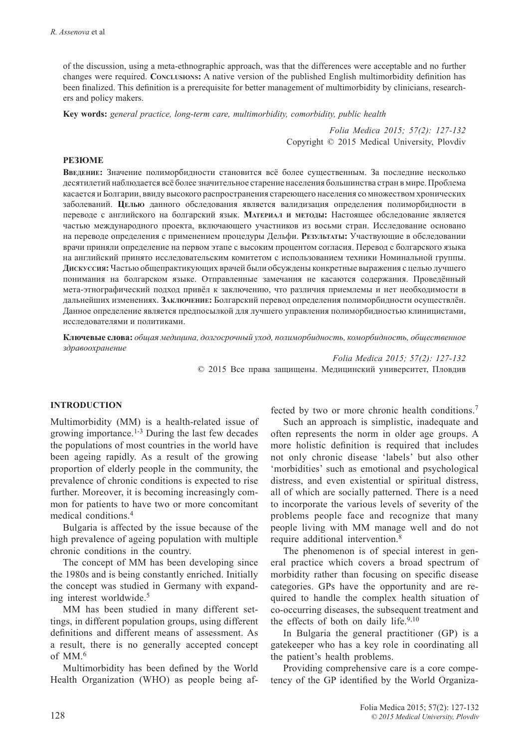of the discussion, using a meta-ethnographic approach, was that the differences were acceptable and no further changes were required. **Conclusions:** A native version of the published English multimorbidity definition has been finalized. This definition is a prerequisite for better management of multimorbidity by clinicians, researchers and policy makers.

**Key words:** *general practice, long-term care, multimorbidity, comorbidity, public health*

*Folia Medica 2015; 57(2): 127-132*
Copyright © 2015 Medical University, Plovdiv

**РЕЗЮМЕ**

**Введение:** Значение полиморбидности становится всё более существенным. За последние несколько десятилетий наблюдается всё более значительное старение населения большинства стран в мире. Проблема касается и Болгарии, ввиду высокого распространения стареющего населения со множеством хронических заболеваний. **Целью** данного обследования является валидизация определения полиморбидности в переводе с английского на болгарский язык. **Материал и методы:** Настоящее обследование является частью международного проекта, включающего участников из восьми стран. Исследование основано на переводе определения с применением процедуры Дельфи. **Результаты:** Участвующие в обследовании врачи приняли определение на первом этапе с высоким процентом согласия. Перевод с болгарского языка на английский принято исследовательским комитетом с использованием техники Номинальной группы. **Дискуссия:** Частью общепрактикующих врачей были обсуждены конкретные выражения с целью лучшего понимания на болгарском языке. Отправленные замечания не касаются содержания. Проведённый мета-этнографический подход привёл к заключению, что различия приемлемы и нет необходимости в дальнейших изменениях. **Заключение:** Болгарский перевод определения полиморбидности осуществлён. Данное определение является предпосылкой для лучшего управления полиморбидностью клиницистами, исследователями и политиками.

**Ключевые слова:** *общая медицина, долгосрочный уход, полиморбидность, коморбидность, общественное здравоохранение*

*Folia Medica 2015; 57(2): 127-132*
© 2015 Все права защищены. Медицинский университет, Пловдив

## INTRODUCTION

Multimorbidity (MM) is a health-related issue of growing importance.[1-3] During the last few decades the populations of most countries in the world have been ageing rapidly. As a result of the growing proportion of elderly people in the community, the prevalence of chronic conditions is expected to rise further. Moreover, it is becoming increasingly common for patients to have two or more concomitant medical conditions.[4]

Bulgaria is affected by the issue because of the high prevalence of ageing population with multiple chronic conditions in the country.

The concept of MM has been developing since the 1980s and is being constantly enriched. Initially the concept was studied in Germany with expanding interest worldwide.[5]

MM has been studied in many different settings, in different population groups, using different definitions and different means of assessment. As a result, there is no generally accepted concept of MM.[6]

Multimorbidity has been defined by the World Health Organization (WHO) as people being affected by two or more chronic health conditions.[7]

Such an approach is simplistic, inadequate and often represents the norm in older age groups. A more holistic definition is required that includes not only chronic disease 'labels' but also other 'morbidities' such as emotional and psychological distress, and even existential or spiritual distress, all of which are socially patterned. There is a need to incorporate the various levels of severity of the problems people face and recognize that many people living with MM manage well and do not require additional intervention.[8]

The phenomenon is of special interest in general practice which covers a broad spectrum of morbidity rather than focusing on specific disease categories. GPs have the opportunity and are required to handle the complex health situation of co-occurring diseases, the subsequent treatment and the effects of both on daily life.[9,10]

In Bulgaria the general practitioner (GP) is a gatekeeper who has a key role in coordinating all the patient's health problems.

Providing comprehensive care is a core competency of the GP identified by the World Organiza-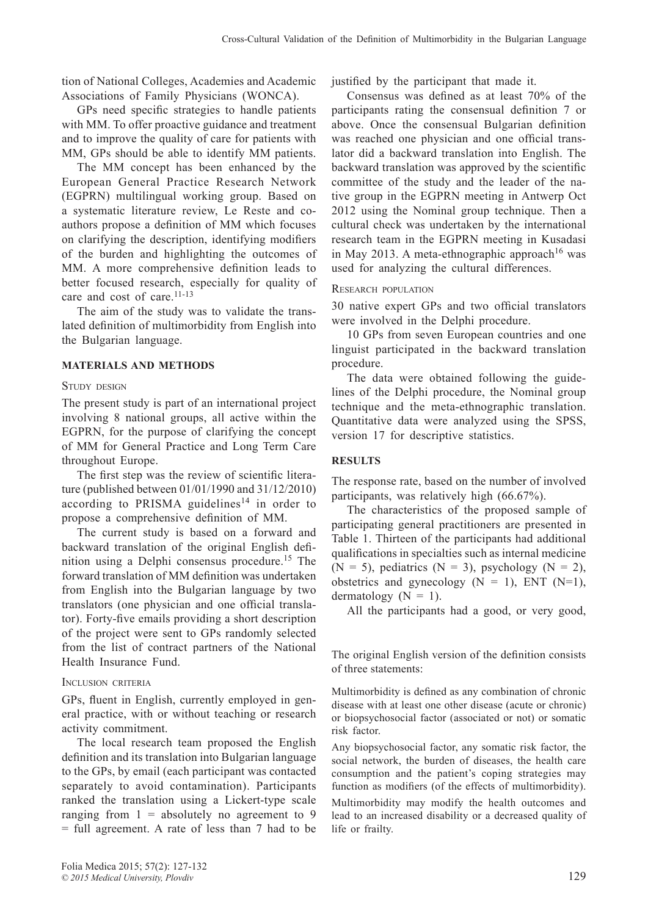tion of National Colleges, Academies and Academic Associations of Family Physicians (WONCA).

GPs need specific strategies to handle patients with MM. To offer proactive guidance and treatment and to improve the quality of care for patients with MM, GPs should be able to identify MM patients.

The MM concept has been enhanced by the European General Practice Research Network (EGPRN) multilingual working group. Based on a systematic literature review, Le Reste and co-authors propose a definition of MM which focuses on clarifying the description, identifying modifiers of the burden and highlighting the outcomes of MM. A more comprehensive definition leads to better focused research, especially for quality of care and cost of care.[11-13]

The aim of the study was to validate the translated definition of multimorbidity from English into the Bulgarian language.

## MATERIALS AND METHODS

### Study design

The present study is part of an international project involving 8 national groups, all active within the EGPRN, for the purpose of clarifying the concept of MM for General Practice and Long Term Care throughout Europe.

The first step was the review of scientific literature (published between 01/01/1990 and 31/12/2010) according to PRISMA guidelines[14] in order to propose a comprehensive definition of MM.

The current study is based on a forward and backward translation of the original English definition using a Delphi consensus procedure.[15] The forward translation of MM definition was undertaken from English into the Bulgarian language by two translators (one physician and one official translator). Forty-five emails providing a short description of the project were sent to GPs randomly selected from the list of contract partners of the National Health Insurance Fund.

### Inclusion criteria

GPs, fluent in English, currently employed in general practice, with or without teaching or research activity commitment.

The local research team proposed the English definition and its translation into Bulgarian language to the GPs, by email (each participant was contacted separately to avoid contamination). Participants ranked the translation using a Lickert-type scale ranging from 1 = absolutely no agreement to 9 = full agreement. A rate of less than 7 had to be justified by the participant that made it.

Consensus was defined as at least 70% of the participants rating the consensual definition 7 or above. Once the consensual Bulgarian definition was reached one physician and one official translator did a backward translation into English. The backward translation was approved by the scientific committee of the study and the leader of the native group in the EGPRN meeting in Antwerp Oct 2012 using the Nominal group technique. Then a cultural check was undertaken by the international research team in the EGPRN meeting in Kusadasi in May 2013. A meta-ethnographic approach[16] was used for analyzing the cultural differences.

### Research population

30 native expert GPs and two official translators were involved in the Delphi procedure.

10 GPs from seven European countries and one linguist participated in the backward translation procedure.

The data were obtained following the guidelines of the Delphi procedure, the Nominal group technique and the meta-ethnographic translation. Quantitative data were analyzed using the SPSS, version 17 for descriptive statistics.

## RESULTS

The response rate, based on the number of involved participants, was relatively high (66.67%).

The characteristics of the proposed sample of participating general practitioners are presented in Table 1. Thirteen of the participants had additional qualifications in specialties such as internal medicine (N = 5), pediatrics (N = 3), psychology (N = 2), obstetrics and gynecology (N = 1), ENT (N=1), dermatology (N = 1).

All the participants had a good, or very good,

The original English version of the definition consists of three statements:

Multimorbidity is defined as any combination of chronic disease with at least one other disease (acute or chronic) or biopsychosocial factor (associated or not) or somatic risk factor.

Any biopsychosocial factor, any somatic risk factor, the social network, the burden of diseases, the health care consumption and the patient's coping strategies may function as modifiers (of the effects of multimorbidity).

Multimorbidity may modify the health outcomes and lead to an increased disability or a decreased quality of life or frailty.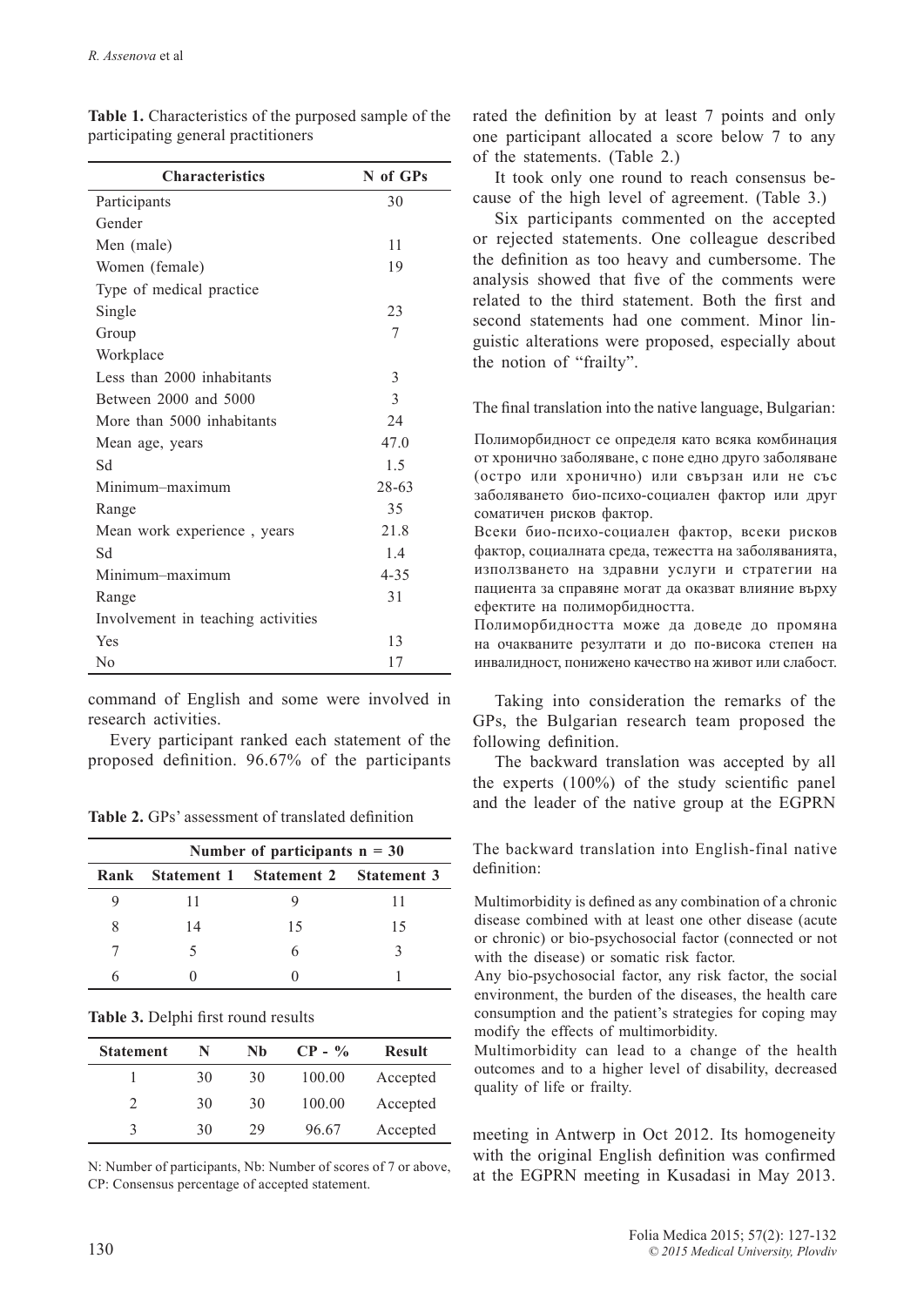**Table 1.** Characteristics of the purposed sample of the participating general practitioners

| Characteristics | N of GPs |
|---|---|
| Participants | 30 |
| Gender | |
| Men (male) | 11 |
| Women (female) | 19 |
| Type of medical practice | |
| Single | 23 |
| Group | 7 |
| Workplace | |
| Less than 2000 inhabitants | 3 |
| Between 2000 and 5000 | 3 |
| More than 5000 inhabitants | 24 |
| Mean age, years | 47.0 |
| Sd | 1.5 |
| Minimum–maximum | 28-63 |
| Range | 35 |
| Mean work experience , years | 21.8 |
| Sd | 1.4 |
| Minimum–maximum | 4-35 |
| Range | 31 |
| Involvement in teaching activities | |
| Yes | 13 |
| No | 17 |

command of English and some were involved in research activities.

Every participant ranked each statement of the proposed definition. 96.67% of the participants rated the definition by at least 7 points and only one participant allocated a score below 7 to any of the statements. (Table 2.)

**Table 2.** GPs' assessment of translated definition

| | Number of participants n = 30 | | |
|---|---|---|---|
| Rank | Statement 1 | Statement 2 | Statement 3 |
| 9 | 11 | 9 | 11 |
| 8 | 14 | 15 | 15 |
| 7 | 5 | 6 | 3 |
| 6 | 0 | 0 | 1 |

**Table 3.** Delphi first round results

| Statement | N | Nb | CP - % | Result |
|---|---|---|---|---|
| 1 | 30 | 30 | 100.00 | Accepted |
| 2 | 30 | 30 | 100.00 | Accepted |
| 3 | 30 | 29 | 96.67 | Accepted |

N: Number of participants, Nb: Number of scores of 7 or above, CP: Consensus percentage of accepted statement.

It took only one round to reach consensus because of the high level of agreement. (Table 3.)

Six participants commented on the accepted or rejected statements. One colleague described the definition as too heavy and cumbersome. The analysis showed that five of the comments were related to the third statement. Both the first and second statements had one comment. Minor linguistic alterations were proposed, especially about the notion of "frailty".

The final translation into the native language, Bulgarian:

Полиморбидност се определя като всяка комбинация от хронично заболяване, с поне едно друго заболяване (остро или хронично) или свързан или не със заболяването био-психо-социален фактор или друг соматичен рисков фактор.

Всеки био-психо-социален фактор, всеки рисков фактор, социалната среда, тежестта на заболяванията, използването на здравни услуги и стратегии на пациента за справяне могат да оказват влияние върху ефектите на полиморбидността.

Полиморбидността може да доведе до промяна на очакваните резултати и до по-висока степен на инвалидност, понижено качество на живот или слабост.

Taking into consideration the remarks of the GPs, the Bulgarian research team proposed the following definition.

The backward translation was accepted by all the experts (100%) of the study scientific panel and the leader of the native group at the EGPRN meeting in Antwerp in Oct 2012. Its homogeneity with the original English definition was confirmed at the EGPRN meeting in Kusadasi in May 2013.

The backward translation into English-final native definition:

Multimorbidity is defined as any combination of a chronic disease combined with at least one other disease (acute or chronic) or bio-psychosocial factor (connected or not with the disease) or somatic risk factor.

Any bio-psychosocial factor, any risk factor, the social environment, the burden of the diseases, the health care consumption and the patient's strategies for coping may modify the effects of multimorbidity.

Multimorbidity can lead to a change of the health outcomes and to a higher level of disability, decreased quality of life or frailty.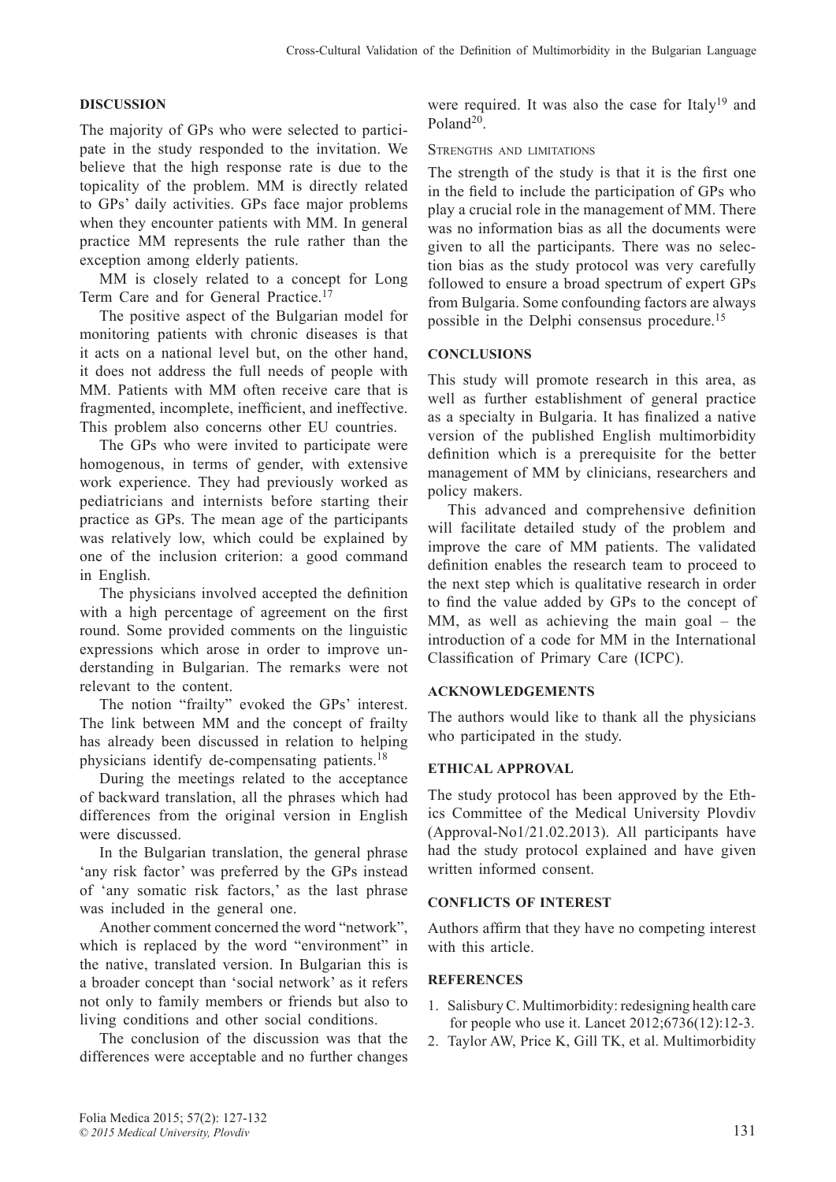## DISCUSSION

The majority of GPs who were selected to participate in the study responded to the invitation. We believe that the high response rate is due to the topicality of the problem. MM is directly related to GPs' daily activities. GPs face major problems when they encounter patients with MM. In general practice MM represents the rule rather than the exception among elderly patients.

MM is closely related to a concept for Long Term Care and for General Practice.[17]

The positive aspect of the Bulgarian model for monitoring patients with chronic diseases is that it acts on a national level but, on the other hand, it does not address the full needs of people with MM. Patients with MM often receive care that is fragmented, incomplete, inefficient, and ineffective. This problem also concerns other EU countries.

The GPs who were invited to participate were homogenous, in terms of gender, with extensive work experience. They had previously worked as pediatricians and internists before starting their practice as GPs. The mean age of the participants was relatively low, which could be explained by one of the inclusion criterion: a good command in English.

The physicians involved accepted the definition with a high percentage of agreement on the first round. Some provided comments on the linguistic expressions which arose in order to improve understanding in Bulgarian. The remarks were not relevant to the content.

The notion "frailty" evoked the GPs' interest. The link between MM and the concept of frailty has already been discussed in relation to helping physicians identify de-compensating patients.[18]

During the meetings related to the acceptance of backward translation, all the phrases which had differences from the original version in English were discussed.

In the Bulgarian translation, the general phrase 'any risk factor' was preferred by the GPs instead of 'any somatic risk factors,' as the last phrase was included in the general one.

Another comment concerned the word "network", which is replaced by the word "environment" in the native, translated version. In Bulgarian this is a broader concept than 'social network' as it refers not only to family members or friends but also to living conditions and other social conditions.

The conclusion of the discussion was that the differences were acceptable and no further changes were required. It was also the case for Italy[19] and Poland[20].

### Strengths and limitations

The strength of the study is that it is the first one in the field to include the participation of GPs who play a crucial role in the management of MM. There was no information bias as all the documents were given to all the participants. There was no selection bias as the study protocol was very carefully followed to ensure a broad spectrum of expert GPs from Bulgaria. Some confounding factors are always possible in the Delphi consensus procedure.[15]

## CONCLUSIONS

This study will promote research in this area, as well as further establishment of general practice as a specialty in Bulgaria. It has finalized a native version of the published English multimorbidity definition which is a prerequisite for the better management of MM by clinicians, researchers and policy makers.

This advanced and comprehensive definition will facilitate detailed study of the problem and improve the care of MM patients. The validated definition enables the research team to proceed to the next step which is qualitative research in order to find the value added by GPs to the concept of MM, as well as achieving the main goal – the introduction of a code for MM in the International Classification of Primary Care (ICPC).

## ACKNOWLEDGEMENTS

The authors would like to thank all the physicians who participated in the study.

## ETHICAL APPROVAL

The study protocol has been approved by the Ethics Committee of the Medical University Plovdiv (Approval-No1/21.02.2013). All participants have had the study protocol explained and have given written informed consent.

## CONFLICTS OF INTEREST

Authors affirm that they have no competing interest with this article.

## REFERENCES

1. Salisbury C. Multimorbidity: redesigning health care for people who use it. Lancet 2012;6736(12):12-3.
2. Taylor AW, Price K, Gill TK, et al. Multimorbidity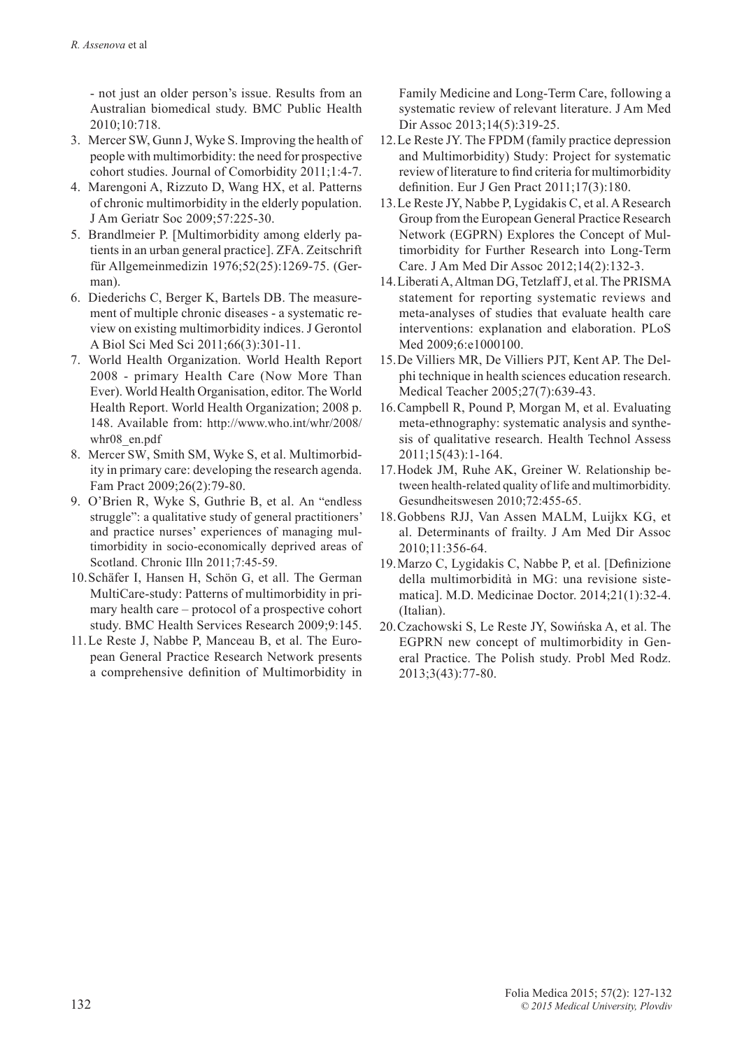- not just an older person's issue. Results from an Australian biomedical study. BMC Public Health 2010;10:718.

3. Mercer SW, Gunn J, Wyke S. Improving the health of people with multimorbidity: the need for prospective cohort studies. Journal of Comorbidity 2011;1:4-7.
4. Marengoni A, Rizzuto D, Wang HX, et al. Patterns of chronic multimorbidity in the elderly population. J Am Geriatr Soc 2009;57:225-30.
5. Brandlmeier P. [Multimorbidity among elderly patients in an urban general practice]. ZFA. Zeitschrift für Allgemeinmedizin 1976;52(25):1269-75. (German).
6. Diederichs C, Berger K, Bartels DB. The measurement of multiple chronic diseases - a systematic review on existing multimorbidity indices. J Gerontol A Biol Sci Med Sci 2011;66(3):301-11.
7. World Health Organization. World Health Report 2008 - primary Health Care (Now More Than Ever). World Health Organisation, editor. The World Health Report. World Health Organization; 2008 p. 148. Available from: http://www.who.int/whr/2008/whr08_en.pdf
8. Mercer SW, Smith SM, Wyke S, et al. Multimorbidity in primary care: developing the research agenda. Fam Pract 2009;26(2):79-80.
9. O'Brien R, Wyke S, Guthrie B, et al. An "endless struggle": a qualitative study of general practitioners' and practice nurses' experiences of managing multimorbidity in socio-economically deprived areas of Scotland. Chronic Illn 2011;7:45-59.
10. Schäfer I, Hansen H, Schön G, et all. The German MultiCare-study: Patterns of multimorbidity in primary health care – protocol of a prospective cohort study. BMC Health Services Research 2009;9:145.
11. Le Reste J, Nabbe P, Manceau B, et al. The European General Practice Research Network presents a comprehensive definition of Multimorbidity in Family Medicine and Long-Term Care, following a systematic review of relevant literature. J Am Med Dir Assoc 2013;14(5):319-25.
12. Le Reste JY. The FPDM (family practice depression and Multimorbidity) Study: Project for systematic review of literature to find criteria for multimorbidity definition. Eur J Gen Pract 2011;17(3):180.
13. Le Reste JY, Nabbe P, Lygidakis C, et al. A Research Group from the European General Practice Research Network (EGPRN) Explores the Concept of Multimorbidity for Further Research into Long-Term Care. J Am Med Dir Assoc 2012;14(2):132-3.
14. Liberati A, Altman DG, Tetzlaff J, et al. The PRISMA statement for reporting systematic reviews and meta-analyses of studies that evaluate health care interventions: explanation and elaboration. PLoS Med 2009;6:e1000100.
15. De Villiers MR, De Villiers PJT, Kent AP. The Delphi technique in health sciences education research. Medical Teacher 2005;27(7):639-43.
16. Campbell R, Pound P, Morgan M, et al. Evaluating meta-ethnography: systematic analysis and synthesis of qualitative research. Health Technol Assess 2011;15(43):1-164.
17. Hodek JM, Ruhe AK, Greiner W. Relationship between health-related quality of life and multimorbidity. Gesundheitswesen 2010;72:455-65.
18. Gobbens RJJ, Van Assen MALM, Luijkx KG, et al. Determinants of frailty. J Am Med Dir Assoc 2010;11:356-64.
19. Marzo C, Lygidakis C, Nabbe P, et al. [Definizione della multimorbidità in MG: una revisione sistematica]. M.D. Medicinae Doctor. 2014;21(1):32-4. (Italian).
20. Czachowski S, Le Reste JY, Sowińska A, et al. The EGPRN new concept of multimorbidity in General Practice. The Polish study. Probl Med Rodz. 2013;3(43):77-80.